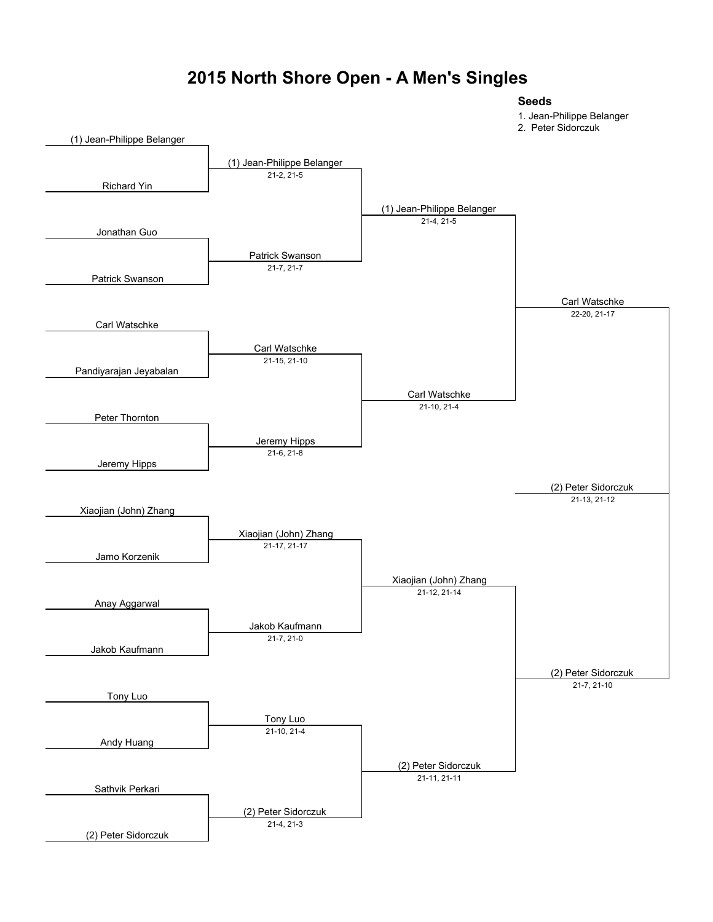# 2015 North Shore Open - A Men's Singles

**Seeds**

1. Jean-Philippe Belanger
2. Peter Sidorczuk

### Round 1

| Player 1 | Player 2 | Winner | Score |
|---|---|---|---|
| (1) Jean-Philippe Belanger | Richard Yin | (1) Jean-Philippe Belanger | 21-2, 21-5 |
| Jonathan Guo | Patrick Swanson | Patrick Swanson | 21-7, 21-7 |
| Carl Watschke | Pandiyarajan Jeyabalan | Carl Watschke | 21-15, 21-10 |
| Peter Thornton | Jeremy Hipps | Jeremy Hipps | 21-6, 21-8 |
| Xiaojian (John) Zhang | Jamo Korzenik | Xiaojian (John) Zhang | 21-17, 21-17 |
| Anay Aggarwal | Jakob Kaufmann | Jakob Kaufmann | 21-7, 21-0 |
| Tony Luo | Andy Huang | Tony Luo | 21-10, 21-4 |
| Sathvik Perkari | (2) Peter Sidorczuk | (2) Peter Sidorczuk | 21-4, 21-3 |

### Quarterfinals

| Player 1 | Player 2 | Winner | Score |
|---|---|---|---|
| (1) Jean-Philippe Belanger | Patrick Swanson | (1) Jean-Philippe Belanger | 21-4, 21-5 |
| Carl Watschke | Jeremy Hipps | Carl Watschke | 21-10, 21-4 |
| Xiaojian (John) Zhang | Jakob Kaufmann | Xiaojian (John) Zhang | 21-12, 21-14 |
| Tony Luo | (2) Peter Sidorczuk | (2) Peter Sidorczuk | 21-11, 21-11 |

### Semifinals

| Player 1 | Player 2 | Winner | Score |
|---|---|---|---|
| (1) Jean-Philippe Belanger | Carl Watschke | Carl Watschke | 22-20, 21-17 |
| Xiaojian (John) Zhang | (2) Peter Sidorczuk | (2) Peter Sidorczuk | 21-7, 21-10 |

### Final

| Player 1 | Player 2 | Winner | Score |
|---|---|---|---|
| Carl Watschke | (2) Peter Sidorczuk | (2) Peter Sidorczuk | 21-13, 21-12 |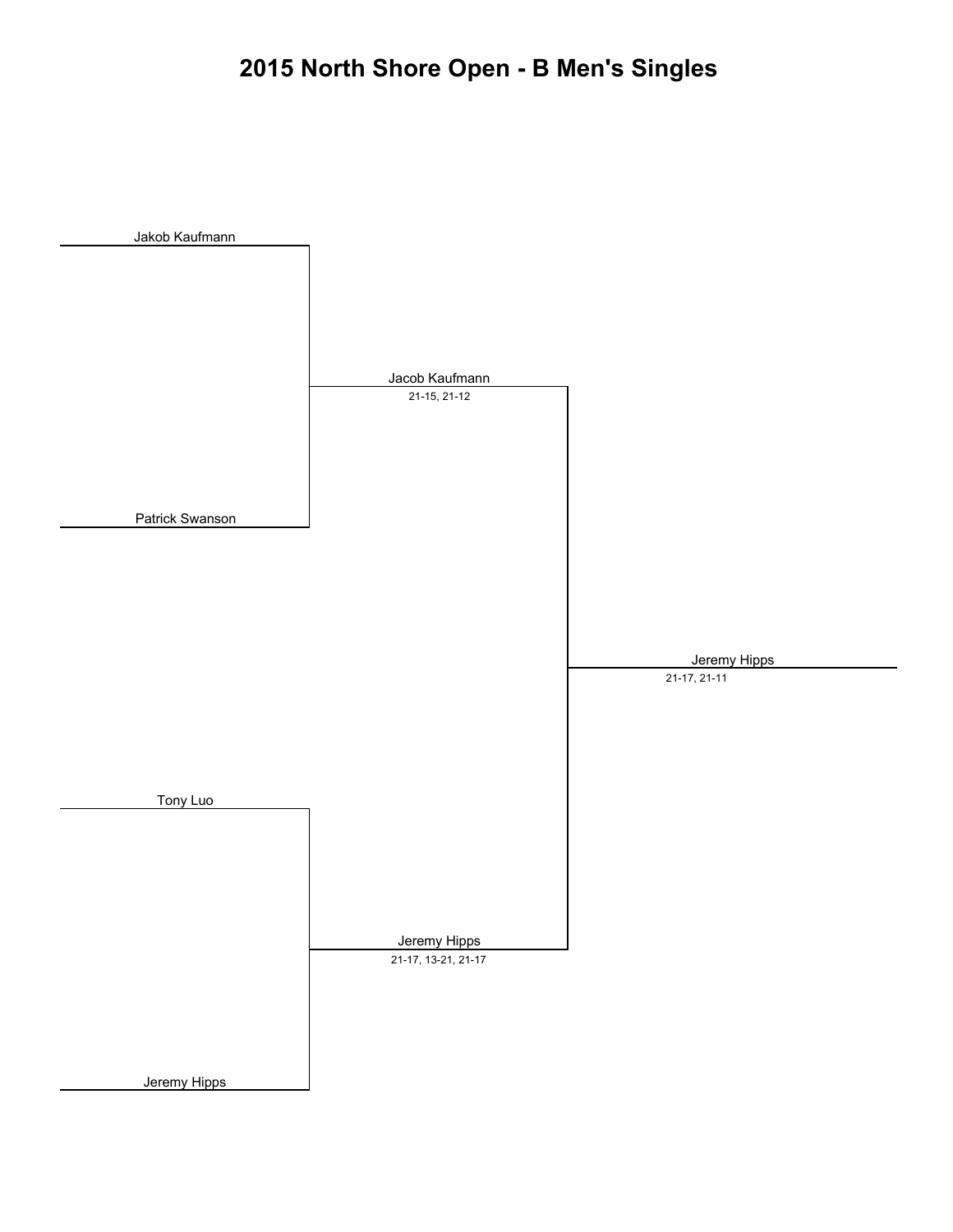# 2015 North Shore Open - B Men's Singles

Jakob Kaufmann

Patrick Swanson

Jacob Kaufmann
21-15, 21-12

Jeremy Hipps
21-17, 21-11

Tony Luo

Jeremy Hipps

Jeremy Hipps
21-17, 13-21, 21-17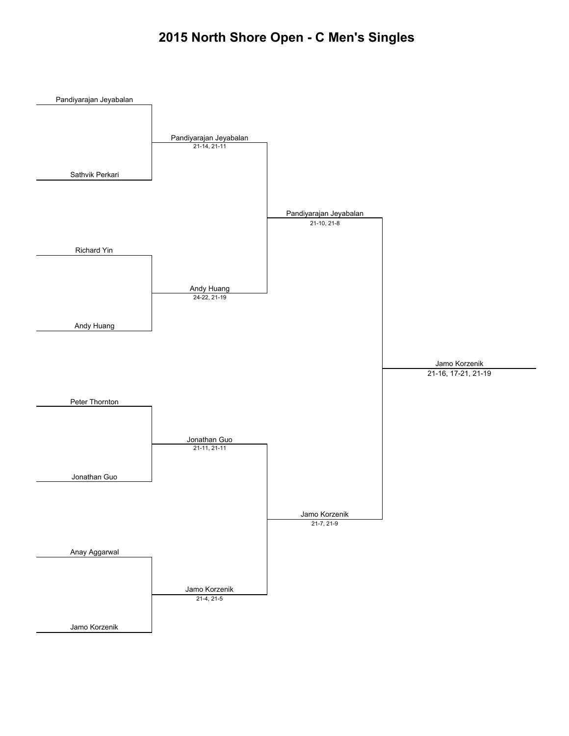# 2015 North Shore Open - C Men's Singles

**Round 1**

| Match | Player 1 | Player 2 | Winner | Score |
|---|---|---|---|---|
| 1 | Pandiyarajan Jeyabalan | Sathvik Perkari | Pandiyarajan Jeyabalan | 21-14, 21-11 |
| 2 | Richard Yin | Andy Huang | Andy Huang | 24-22, 21-19 |
| 3 | Peter Thornton | Jonathan Guo | Jonathan Guo | 21-11, 21-11 |
| 4 | Anay Aggarwal | Jamo Korzenik | Jamo Korzenik | 21-4, 21-5 |

**Semifinals**

| Match | Player 1 | Player 2 | Winner | Score |
|---|---|---|---|---|
| 1 | Pandiyarajan Jeyabalan | Andy Huang | Pandiyarajan Jeyabalan | 21-10, 21-8 |
| 2 | Jonathan Guo | Jamo Korzenik | Jamo Korzenik | 21-7, 21-9 |

**Final**

| Player 1 | Player 2 | Winner | Score |
|---|---|---|---|
| Pandiyarajan Jeyabalan | Jamo Korzenik | Jamo Korzenik | 21-16, 17-21, 21-19 |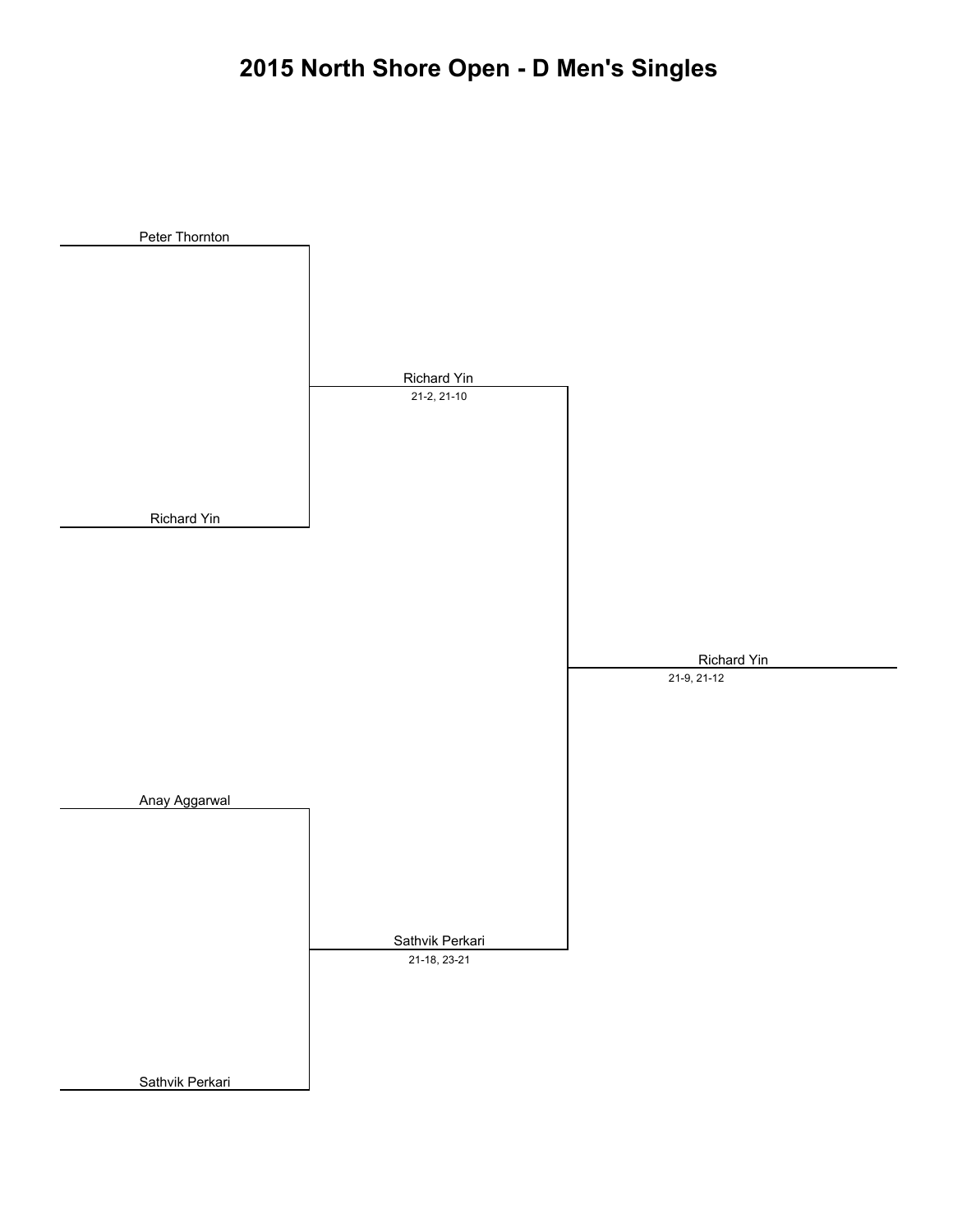# 2015 North Shore Open - D Men's Singles

Peter Thornton

Richard Yin

Richard Yin
21-2, 21-10

Richard Yin
21-9, 21-12

Anay Aggarwal

Sathvik Perkari

Sathvik Perkari
21-18, 23-21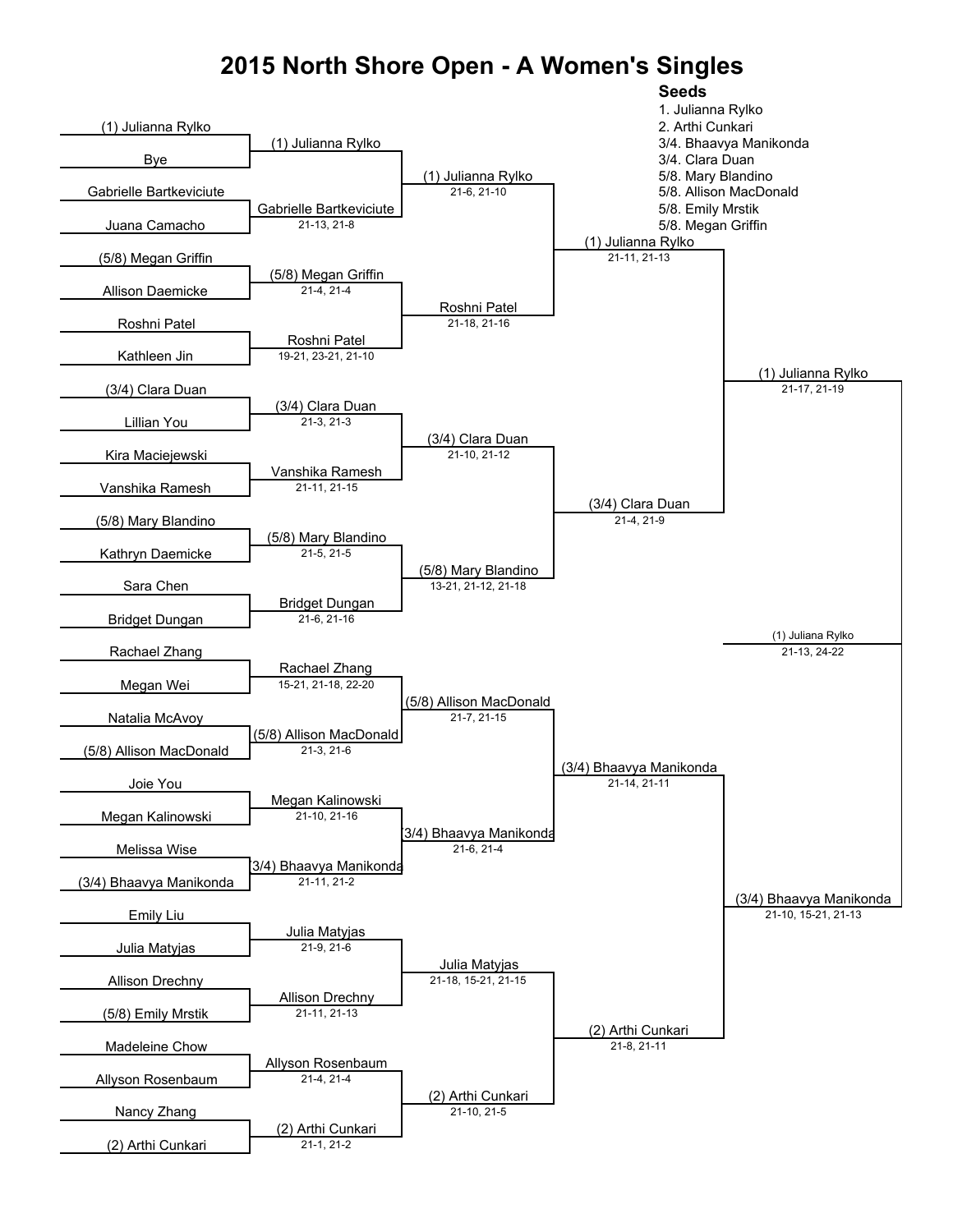# 2015 North Shore Open - A Women's Singles

**Seeds**

1. Julianna Rylko
2. Arthi Cunkari

3/4. Bhaavya Manikonda
3/4. Clara Duan
5/8. Mary Blandino
5/8. Allison MacDonald
5/8. Emily Mrstik
5/8. Megan Griffin

## Round 1

| Player 1 | Player 2 | Winner | Score |
| --- | --- | --- | --- |
| (1) Julianna Rylko | Bye | (1) Julianna Rylko | |
| Gabrielle Bartkeviciute | Juana Camacho | Gabrielle Bartkeviciute | 21-13, 21-8 |
| (5/8) Megan Griffin | Allison Daemicke | (5/8) Megan Griffin | 21-4, 21-4 |
| Roshni Patel | Kathleen Jin | Roshni Patel | 19-21, 23-21, 21-10 |
| (3/4) Clara Duan | Lillian You | (3/4) Clara Duan | 21-3, 21-3 |
| Kira Maciejewski | Vanshika Ramesh | Vanshika Ramesh | 21-11, 21-15 |
| (5/8) Mary Blandino | Kathryn Daemicke | (5/8) Mary Blandino | 21-5, 21-5 |
| Sara Chen | Bridget Dungan | Bridget Dungan | 21-6, 21-16 |
| Rachael Zhang | Megan Wei | Rachael Zhang | 15-21, 21-18, 22-20 |
| Natalia McAvoy | (5/8) Allison MacDonald | (5/8) Allison MacDonald | 21-3, 21-6 |
| Joie You | Megan Kalinowski | Megan Kalinowski | 21-10, 21-16 |
| Melissa Wise | (3/4) Bhaavya Manikonda | (3/4) Bhaavya Manikonda | 21-11, 21-2 |
| Emily Liu | Julia Matyjas | Julia Matyjas | 21-9, 21-6 |
| Allison Drechny | (5/8) Emily Mrstik | Allison Drechny | 21-11, 21-13 |
| Madeleine Chow | Allyson Rosenbaum | Allyson Rosenbaum | 21-4, 21-4 |
| Nancy Zhang | (2) Arthi Cunkari | (2) Arthi Cunkari | 21-1, 21-2 |

## Round 2

| Winner | Score |
| --- | --- |
| (1) Julianna Rylko | 21-6, 21-10 |
| Roshni Patel | 21-18, 21-16 |
| (3/4) Clara Duan | 21-10, 21-12 |
| (5/8) Mary Blandino | 13-21, 21-12, 21-18 |
| (5/8) Allison MacDonald | 21-7, 21-15 |
| (3/4) Bhaavya Manikonda | 21-6, 21-4 |
| Julia Matyjas | 21-18, 15-21, 21-15 |
| (2) Arthi Cunkari | 21-10, 21-5 |

## Quarterfinals

| Winner | Score |
| --- | --- |
| (1) Julianna Rylko | 21-11, 21-13 |
| (3/4) Clara Duan | 21-4, 21-9 |
| (3/4) Bhaavya Manikonda | 21-14, 21-11 |
| (2) Arthi Cunkari | 21-8, 21-11 |

## Semifinals

| Winner | Score |
| --- | --- |
| (1) Julianna Rylko | 21-17, 21-19 |
| (3/4) Bhaavya Manikonda | 21-10, 15-21, 21-13 |

## Final

| Winner | Score |
| --- | --- |
| (1) Juliana Rylko | 21-13, 24-22 |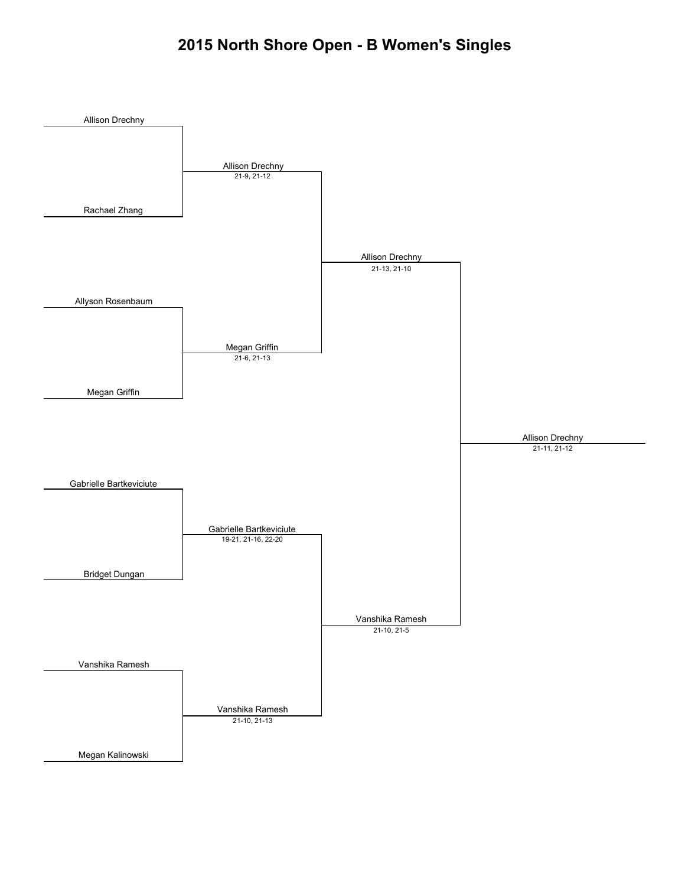# 2015 North Shore Open - B Women's Singles

**Round 1**

- Allison Drechny vs. Rachael Zhang — Winner: Allison Drechny (21-9, 21-12)
- Allyson Rosenbaum vs. Megan Griffin — Winner: Megan Griffin (21-6, 21-13)
- Gabrielle Bartkeviciute vs. Bridget Dungan — Winner: Gabrielle Bartkeviciute (19-21, 21-16, 22-20)
- Vanshika Ramesh vs. Megan Kalinowski — Winner: Vanshika Ramesh (21-10, 21-13)

**Semifinals**

- Allison Drechny vs. Megan Griffin — Winner: Allison Drechny (21-13, 21-10)
- Gabrielle Bartkeviciute vs. Vanshika Ramesh — Winner: Vanshika Ramesh (21-10, 21-5)

**Final**

- Allison Drechny vs. Vanshika Ramesh — Winner: Allison Drechny (21-11, 21-12)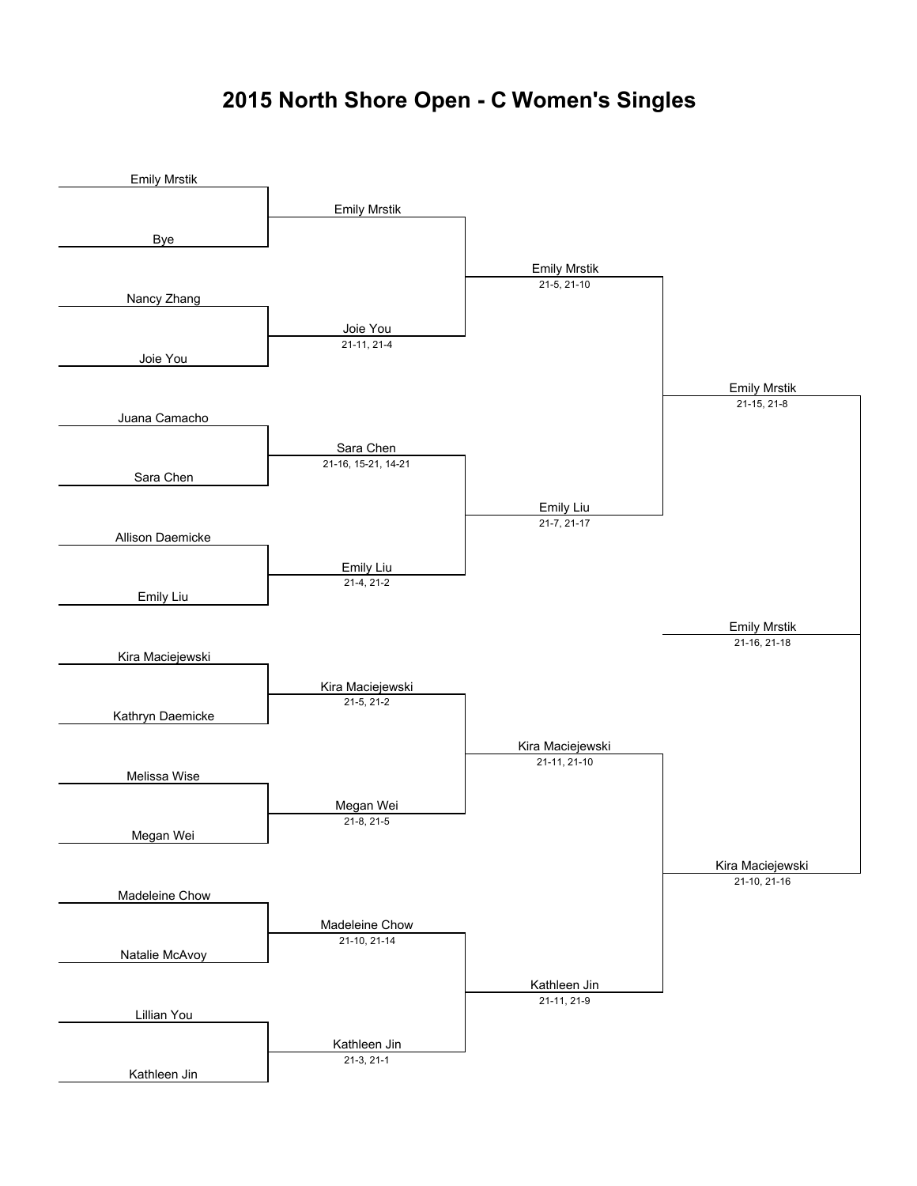# 2015 North Shore Open - C Women's Singles

## Round 1

| Player 1 | Player 2 | Winner | Score |
|---|---|---|---|
| Emily Mrstik | Bye | Emily Mrstik | |
| Nancy Zhang | Joie You | Joie You | 21-11, 21-4 |
| Juana Camacho | Sara Chen | Sara Chen | 21-16, 15-21, 14-21 |
| Allison Daemicke | Emily Liu | Emily Liu | 21-4, 21-2 |
| Kira Maciejewski | Kathryn Daemicke | Kira Maciejewski | 21-5, 21-2 |
| Melissa Wise | Megan Wei | Megan Wei | 21-8, 21-5 |
| Madeleine Chow | Natalie McAvoy | Madeleine Chow | 21-10, 21-14 |
| Lillian You | Kathleen Jin | Kathleen Jin | 21-3, 21-1 |

## Quarterfinals

| Winner | Score |
|---|---|
| Emily Mrstik | 21-5, 21-10 |
| Emily Liu | 21-7, 21-17 |
| Kira Maciejewski | 21-11, 21-10 |
| Kathleen Jin | 21-11, 21-9 |

## Semifinals

| Winner | Score |
|---|---|
| Emily Mrstik | 21-15, 21-8 |
| Kira Maciejewski | 21-10, 21-16 |

## Final

| Winner | Score |
|---|---|
| Emily Mrstik | 21-16, 21-18 |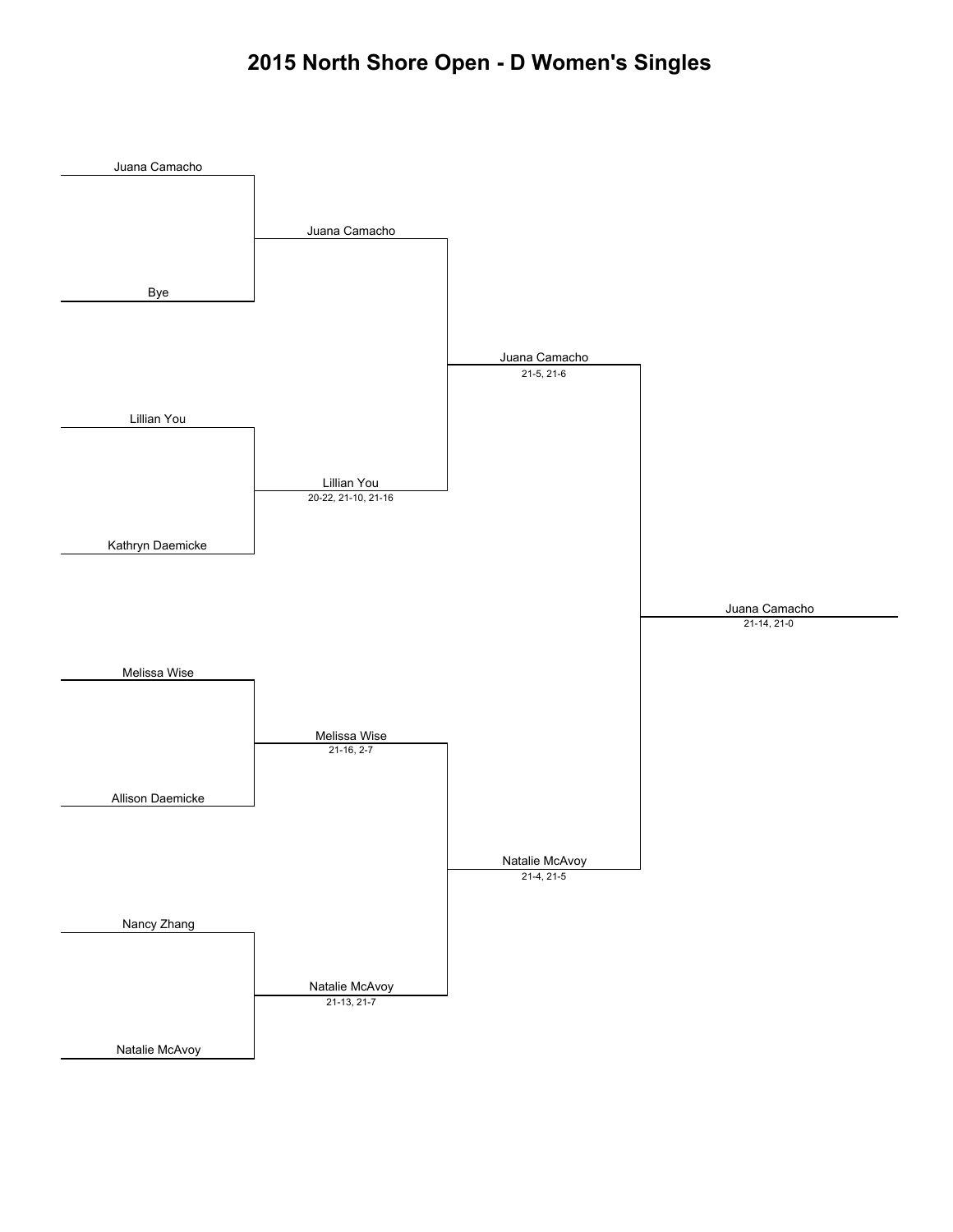# 2015 North Shore Open - D Women's Singles

**Round 1**

- Juana Camacho vs Bye → Juana Camacho
- Lillian You vs Kathryn Daemicke → Lillian You (20-22, 21-10, 21-16)
- Melissa Wise vs Allison Daemicke → Melissa Wise (21-16, 2-7)
- Nancy Zhang vs Natalie McAvoy → Natalie McAvoy (21-13, 21-7)

**Semifinals**

- Juana Camacho vs Lillian You → Juana Camacho (21-5, 21-6)
- Melissa Wise vs Natalie McAvoy → Natalie McAvoy (21-4, 21-5)

**Final**

- Juana Camacho vs Natalie McAvoy → Juana Camacho (21-14, 21-0)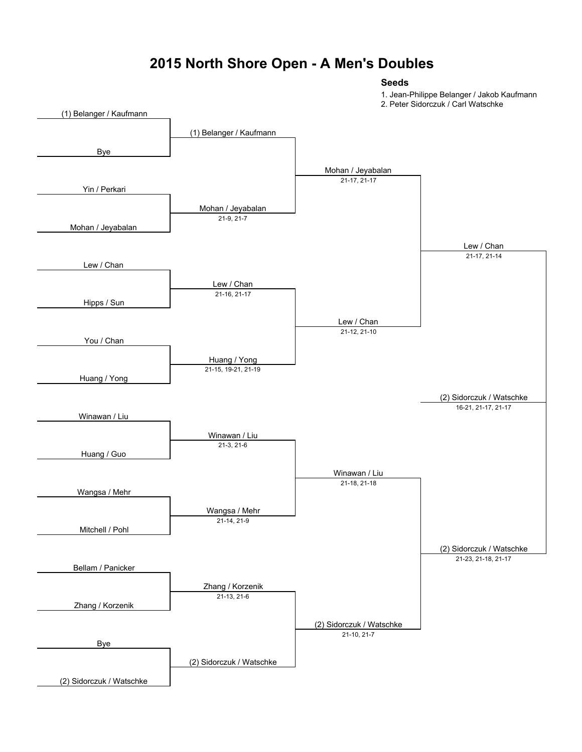# 2015 North Shore Open - A Men's Doubles

**Seeds**

1. Jean-Philippe Belanger / Jakob Kaufmann
2. Peter Sidorczuk / Carl Watschke

## Round 1

| Match | Team 1 | Team 2 |
|---|---|---|
| 1 | (1) Belanger / Kaufmann | Bye |
| 2 | Yin / Perkari | Mohan / Jeyabalan |
| 3 | Lew / Chan | Hipps / Sun |
| 4 | You / Chan | Huang / Yong |
| 5 | Winawan / Liu | Huang / Guo |
| 6 | Wangsa / Mehr | Mitchell / Pohl |
| 7 | Bellam / Panicker | Zhang / Korzenik |
| 8 | Bye | (2) Sidorczuk / Watschke |

## Round 2

| Winner | Score |
|---|---|
| (1) Belanger / Kaufmann | |
| Mohan / Jeyabalan | 21-9, 21-7 |
| Lew / Chan | 21-16, 21-17 |
| Huang / Yong | 21-15, 19-21, 21-19 |
| Winawan / Liu | 21-3, 21-6 |
| Wangsa / Mehr | 21-14, 21-9 |
| Zhang / Korzenik | 21-13, 21-6 |
| (2) Sidorczuk / Watschke | |

## Quarterfinals

| Winner | Score |
|---|---|
| Mohan / Jeyabalan | 21-17, 21-17 |
| Lew / Chan | 21-12, 21-10 |
| Winawan / Liu | 21-18, 21-18 |
| (2) Sidorczuk / Watschke | 21-10, 21-7 |

## Semifinals

| Winner | Score |
|---|---|
| Lew / Chan | 21-17, 21-14 |
| (2) Sidorczuk / Watschke | 21-23, 21-18, 21-17 |

## Final

| Winner | Score |
|---|---|
| (2) Sidorczuk / Watschke | 16-21, 21-17, 21-17 |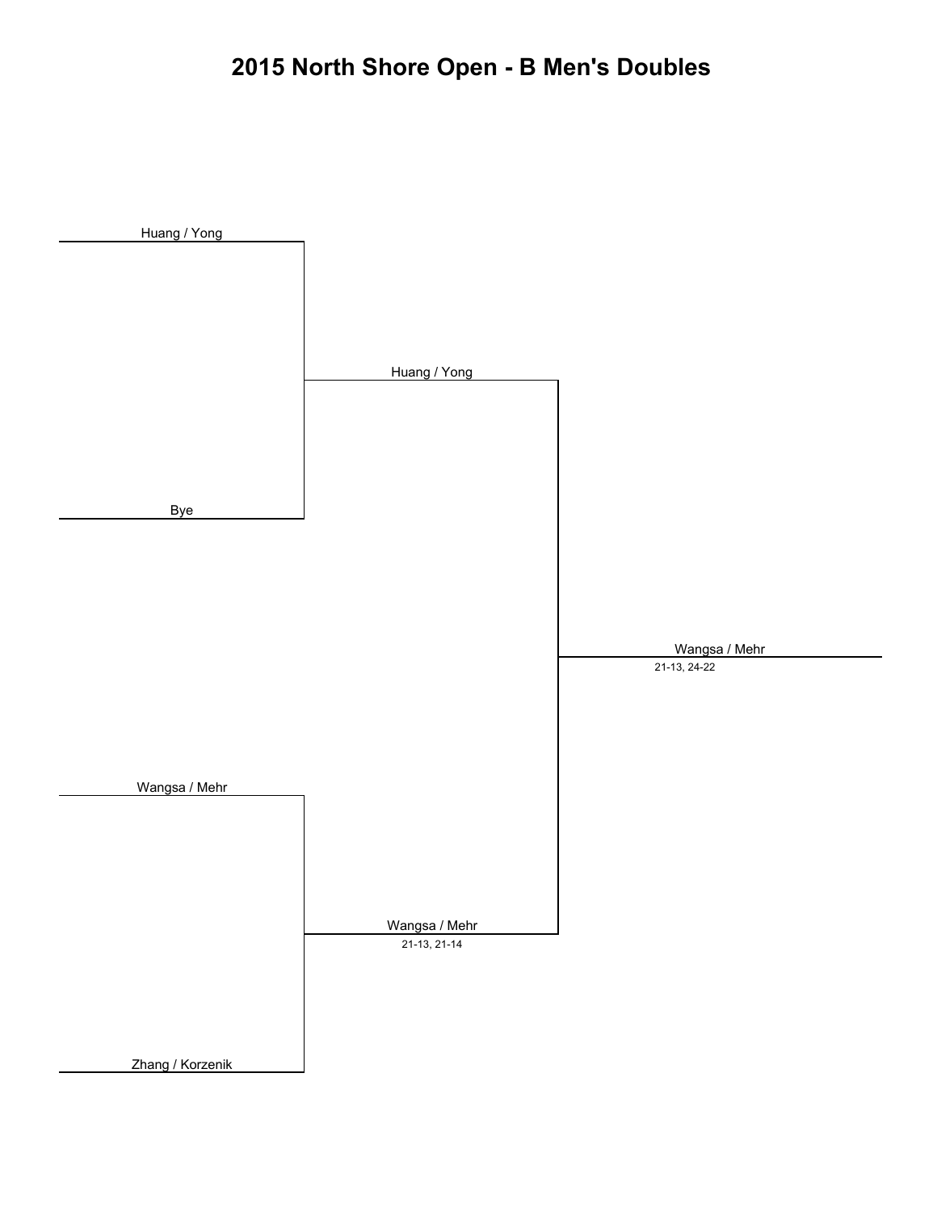# 2015 North Shore Open - B Men's Doubles

**Round 1**

- Huang / Yong
- Bye
- Wangsa / Mehr
- Zhang / Korzenik

**Semifinals**

- Huang / Yong
- Wangsa / Mehr — 21-13, 21-14

**Final**

- Wangsa / Mehr — 21-13, 24-22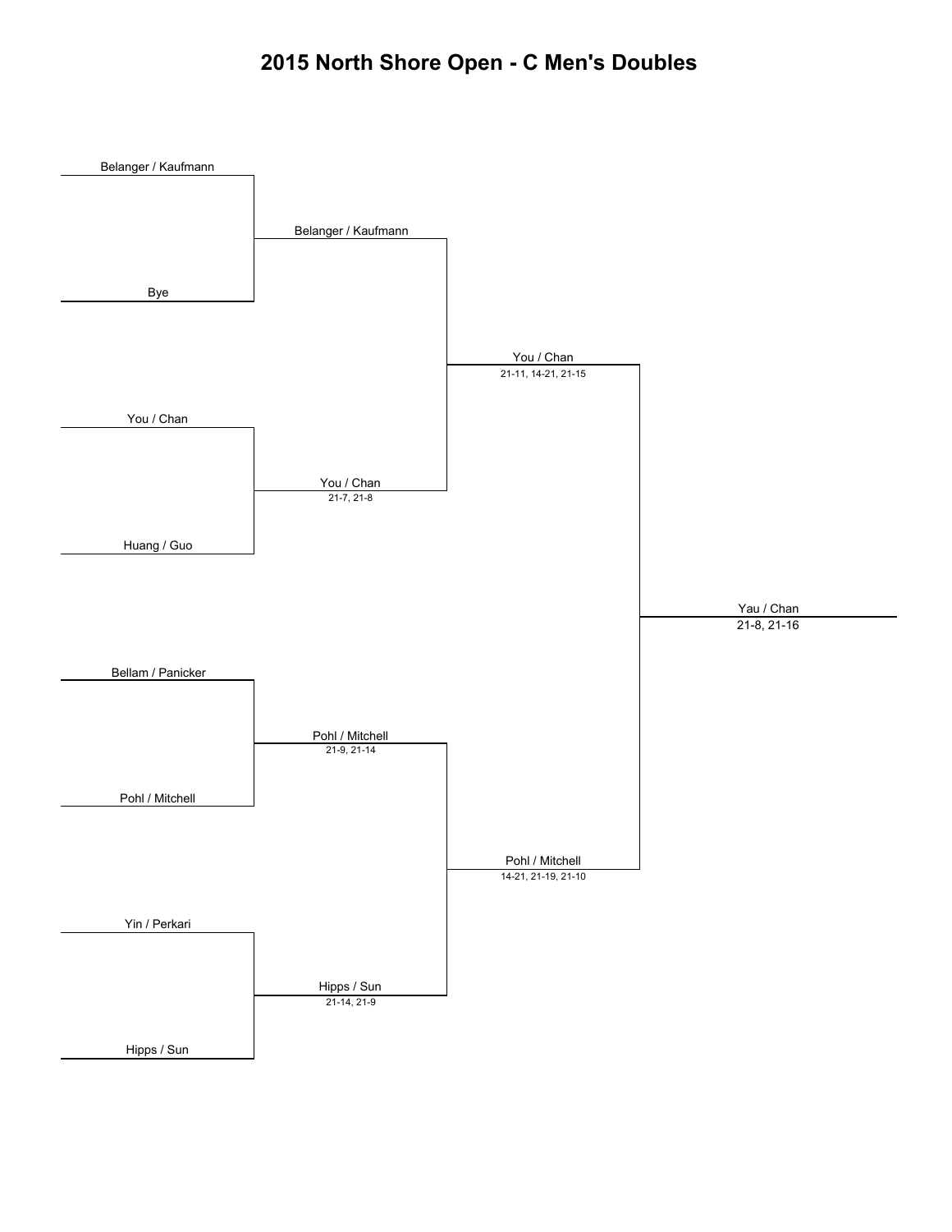# 2015 North Shore Open - C Men's Doubles

**Round 1**

- Belanger / Kaufmann vs Bye → Belanger / Kaufmann
- You / Chan vs Huang / Guo → You / Chan (21-7, 21-8)
- Bellam / Panicker vs Pohl / Mitchell → Pohl / Mitchell (21-9, 21-14)
- Yin / Perkari vs Hipps / Sun → Hipps / Sun (21-14, 21-9)

**Semifinals**

- Belanger / Kaufmann vs You / Chan → You / Chan (21-11, 14-21, 21-15)
- Pohl / Mitchell vs Hipps / Sun → Pohl / Mitchell (14-21, 21-19, 21-10)

**Final**

- You / Chan vs Pohl / Mitchell → Yau / Chan (21-8, 21-16)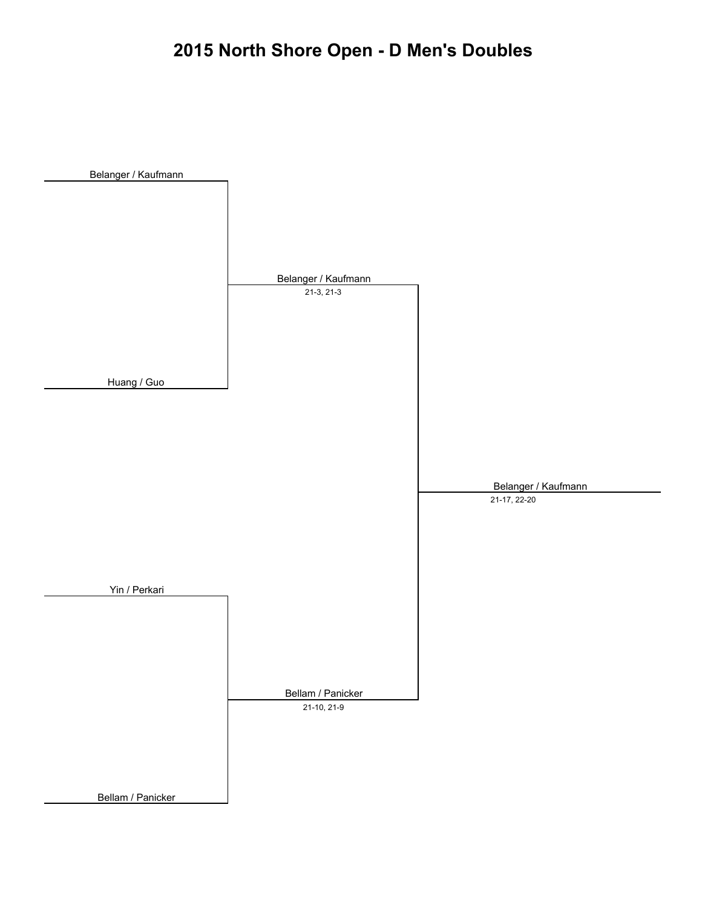# 2015 North Shore Open - D Men's Doubles

Belanger / Kaufmann

Huang / Guo

Belanger / Kaufmann
21-3, 21-3

Yin / Perkari

Bellam / Panicker

Bellam / Panicker
21-10, 21-9

Belanger / Kaufmann
21-17, 22-20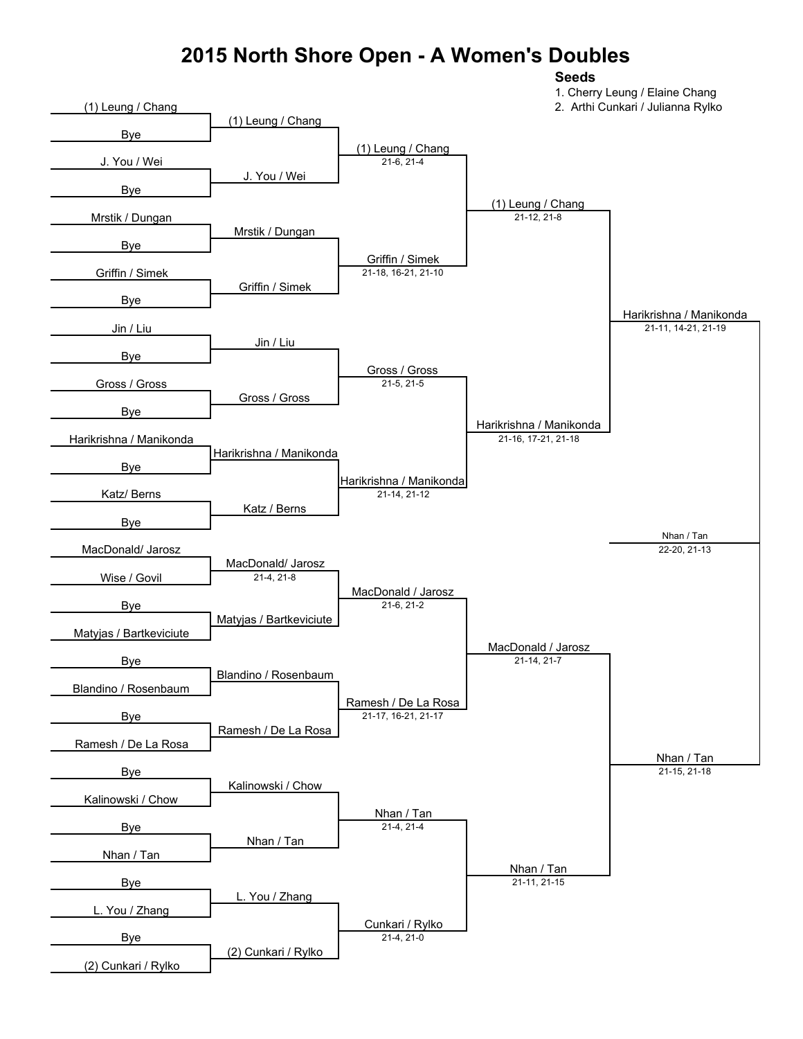# 2015 North Shore Open - A Women's Doubles

**Seeds**

1. Cherry Leung / Elaine Chang
2. Arthi Cunkari / Julianna Rylko

### Round 1

| Match | Player/Team 1 | Player/Team 2 | Winner | Score |
|---|---|---|---|---|
| 1 | (1) Leung / Chang | Bye | (1) Leung / Chang | |
| 2 | J. You / Wei | Bye | J. You / Wei | |
| 3 | Mrstik / Dungan | Bye | Mrstik / Dungan | |
| 4 | Griffin / Simek | Bye | Griffin / Simek | |
| 5 | Jin / Liu | Bye | Jin / Liu | |
| 6 | Gross / Gross | Bye | Gross / Gross | |
| 7 | Harikrishna / Manikonda | Bye | Harikrishna / Manikonda | |
| 8 | Katz/ Berns | Bye | Katz / Berns | |
| 9 | MacDonald/ Jarosz | Wise / Govil | MacDonald/ Jarosz | 21-4, 21-8 |
| 10 | Bye | Matyjas / Bartkeviciute | Matyjas / Bartkeviciute | |
| 11 | Bye | Blandino / Rosenbaum | Blandino / Rosenbaum | |
| 12 | Bye | Ramesh / De La Rosa | Ramesh / De La Rosa | |
| 13 | Bye | Kalinowski / Chow | Kalinowski / Chow | |
| 14 | Bye | Nhan / Tan | Nhan / Tan | |
| 15 | Bye | L. You / Zhang | L. You / Zhang | |
| 16 | Bye | (2) Cunkari / Rylko | (2) Cunkari / Rylko | |

### Round 2

| Winner | Score |
|---|---|
| (1) Leung / Chang | 21-6, 21-4 |
| Griffin / Simek | 21-18, 16-21, 21-10 |
| Gross / Gross | 21-5, 21-5 |
| Harikrishna / Manikonda | 21-14, 21-12 |
| MacDonald / Jarosz | 21-6, 21-2 |
| Ramesh / De La Rosa | 21-17, 16-21, 21-17 |
| Nhan / Tan | 21-4, 21-4 |
| Cunkari / Rylko | 21-4, 21-0 |

### Quarterfinals

| Winner | Score |
|---|---|
| (1) Leung / Chang | 21-12, 21-8 |
| Harikrishna / Manikonda | 21-16, 17-21, 21-18 |
| MacDonald / Jarosz | 21-14, 21-7 |
| Nhan / Tan | 21-11, 21-15 |

### Semifinals

| Winner | Score |
|---|---|
| Harikrishna / Manikonda | 21-11, 14-21, 21-19 |
| Nhan / Tan | 21-15, 21-18 |

### Final

| Winner | Score |
|---|---|
| Nhan / Tan | 22-20, 21-13 |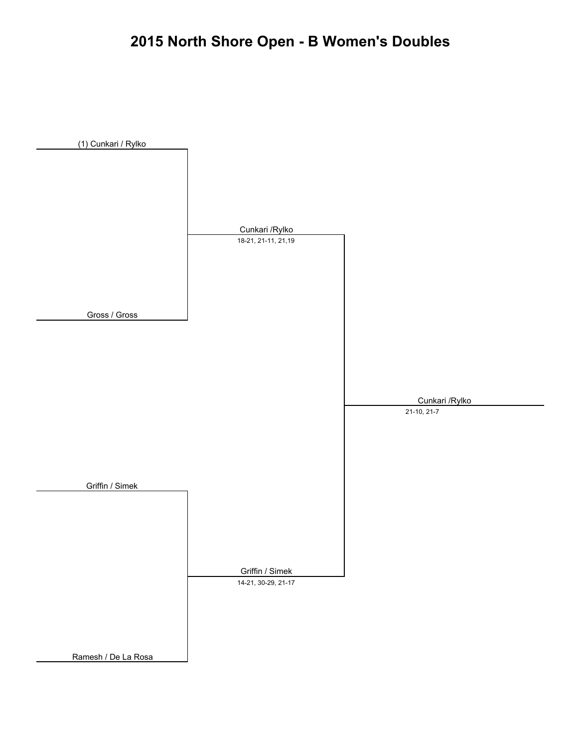# 2015 North Shore Open - B Women's Doubles

(1) Cunkari / Rylko

Gross / Gross

Cunkari /Rylko
18-21, 21-11, 21,19

Griffin / Simek

Ramesh / De La Rosa

Griffin / Simek
14-21, 30-29, 21-17

Cunkari /Rylko
21-10, 21-7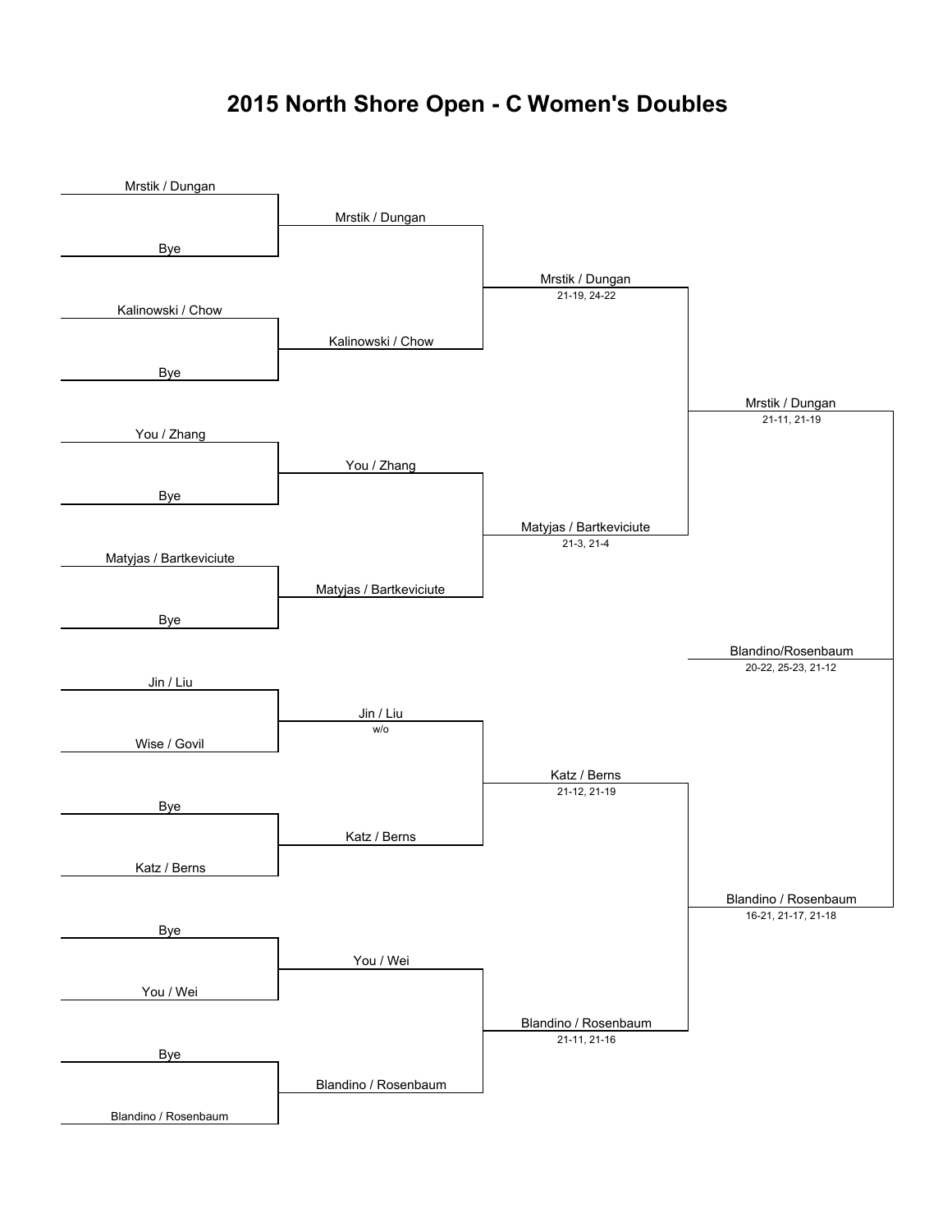# 2015 North Shore Open - C Women's Doubles

**Round 1**

- Mrstik / Dungan vs Bye
- Kalinowski / Chow vs Bye
- You / Zhang vs Bye
- Matyjas / Bartkeviciute vs Bye
- Jin / Liu vs Wise / Govil
- Bye vs Katz / Berns
- Bye vs You / Wei
- Bye vs Blandino / Rosenbaum

**Round 2**

- Mrstik / Dungan
- Kalinowski / Chow
- You / Zhang
- Matyjas / Bartkeviciute
- Jin / Liu (w/o)
- Katz / Berns
- You / Wei
- Blandino / Rosenbaum

**Quarterfinals**

- Mrstik / Dungan 21-19, 24-22
- Matyjas / Bartkeviciute 21-3, 21-4
- Katz / Berns 21-12, 21-19
- Blandino / Rosenbaum 21-11, 21-16

**Semifinals**

- Mrstik / Dungan 21-11, 21-19
- Blandino / Rosenbaum 16-21, 21-17, 21-18

**Final**

- Blandino/Rosenbaum 20-22, 25-23, 21-12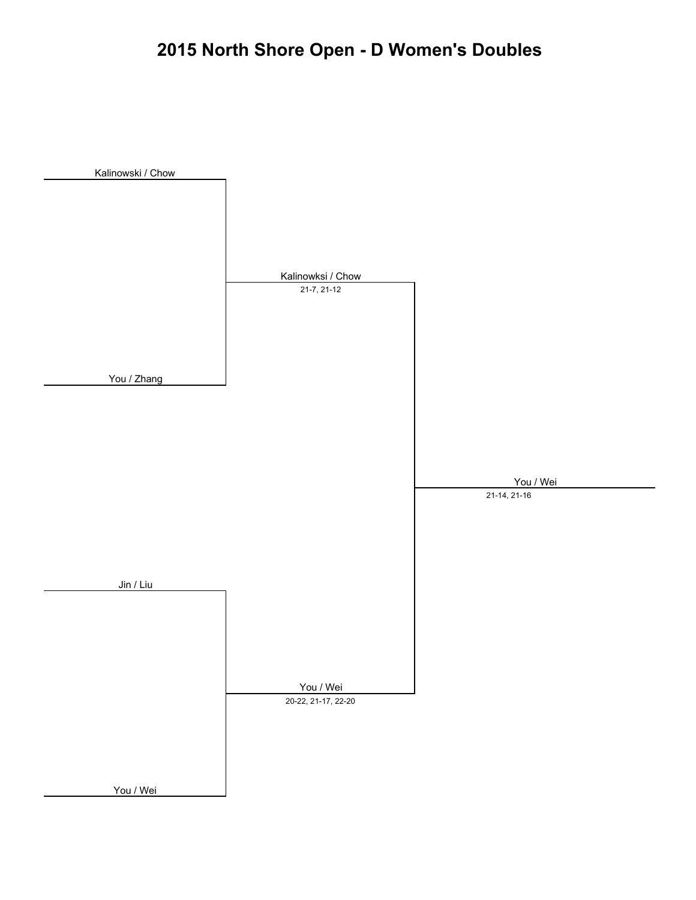# 2015 North Shore Open - D Women's Doubles

**Round 1**

- Kalinowski / Chow
- You / Zhang

- Jin / Liu
- You / Wei

**Round 2**

- Kalinowksi / Chow — 21-7, 21-12
- You / Wei — 20-22, 21-17, 22-20

**Final**

- You / Wei — 21-14, 21-16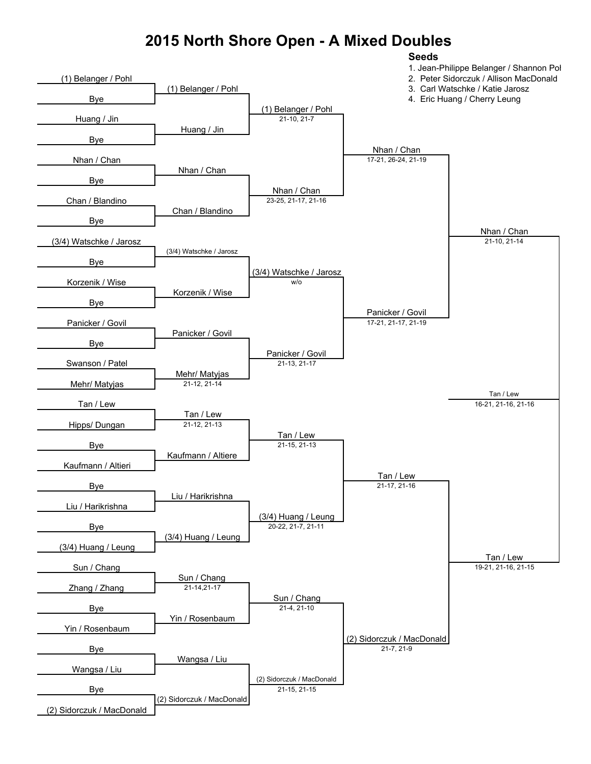# 2015 North Shore Open - A Mixed Doubles

**Seeds**

1. Jean-Philippe Belanger / Shannon Pol
2. Peter Sidorczuk / Allison MacDonald
3. Carl Watschke / Katie Jarosz
4. Eric Huang / Cherry Leung

### Round 1

| Match | Player 1 | Player 2 | Winner | Score |
|---|---|---|---|---|
| 1 | (1) Belanger / Pohl | Bye | (1) Belanger / Pohl | |
| 2 | Huang / Jin | Bye | Huang / Jin | |
| 3 | Nhan / Chan | Bye | Nhan / Chan | |
| 4 | Chan / Blandino | Bye | Chan / Blandino | |
| 5 | (3/4) Watschke / Jarosz | Bye | (3/4) Watschke / Jarosz | |
| 6 | Korzenik / Wise | Bye | Korzenik / Wise | |
| 7 | Panicker / Govil | Bye | Panicker / Govil | |
| 8 | Swanson / Patel | Mehr/ Matyjas | Mehr/ Matyjas | 21-12, 21-14 |
| 9 | Tan / Lew | Hipps/ Dungan | Tan / Lew | 21-12, 21-13 |
| 10 | Bye | Kaufmann / Altieri | Kaufmann / Altiere | |
| 11 | Bye | Liu / Harikrishna | Liu / Harikrishna | |
| 12 | Bye | (3/4) Huang / Leung | (3/4) Huang / Leung | |
| 13 | Sun / Chang | Zhang / Zhang | Sun / Chang | 21-14,21-17 |
| 14 | Bye | Yin / Rosenbaum | Yin / Rosenbaum | |
| 15 | Bye | Wangsa / Liu | Wangsa / Liu | |
| 16 | Bye | (2) Sidorczuk / MacDonald | (2) Sidorczuk / MacDonald | |

### Round 2

| Winner | Score |
|---|---|
| (1) Belanger / Pohl | 21-10, 21-7 |
| Nhan / Chan | 23-25, 21-17, 21-16 |
| (3/4) Watschke / Jarosz | w/o |
| Panicker / Govil | 21-13, 21-17 |
| Tan / Lew | 21-15, 21-13 |
| (3/4) Huang / Leung | 20-22, 21-7, 21-11 |
| Sun / Chang | 21-4, 21-10 |
| (2) Sidorczuk / MacDonald | 21-15, 21-15 |

### Quarterfinals

| Winner | Score |
|---|---|
| Nhan / Chan | 17-21, 26-24, 21-19 |
| Panicker / Govil | 17-21, 21-17, 21-19 |
| Tan / Lew | 21-17, 21-16 |
| (2) Sidorczuk / MacDonald | 21-7, 21-9 |

### Semifinals

| Winner | Score |
|---|---|
| Nhan / Chan | 21-10, 21-14 |
| Tan / Lew | 19-21, 21-16, 21-15 |

### Final

| Winner | Score |
|---|---|
| Tan / Lew | 16-21, 21-16, 21-16 |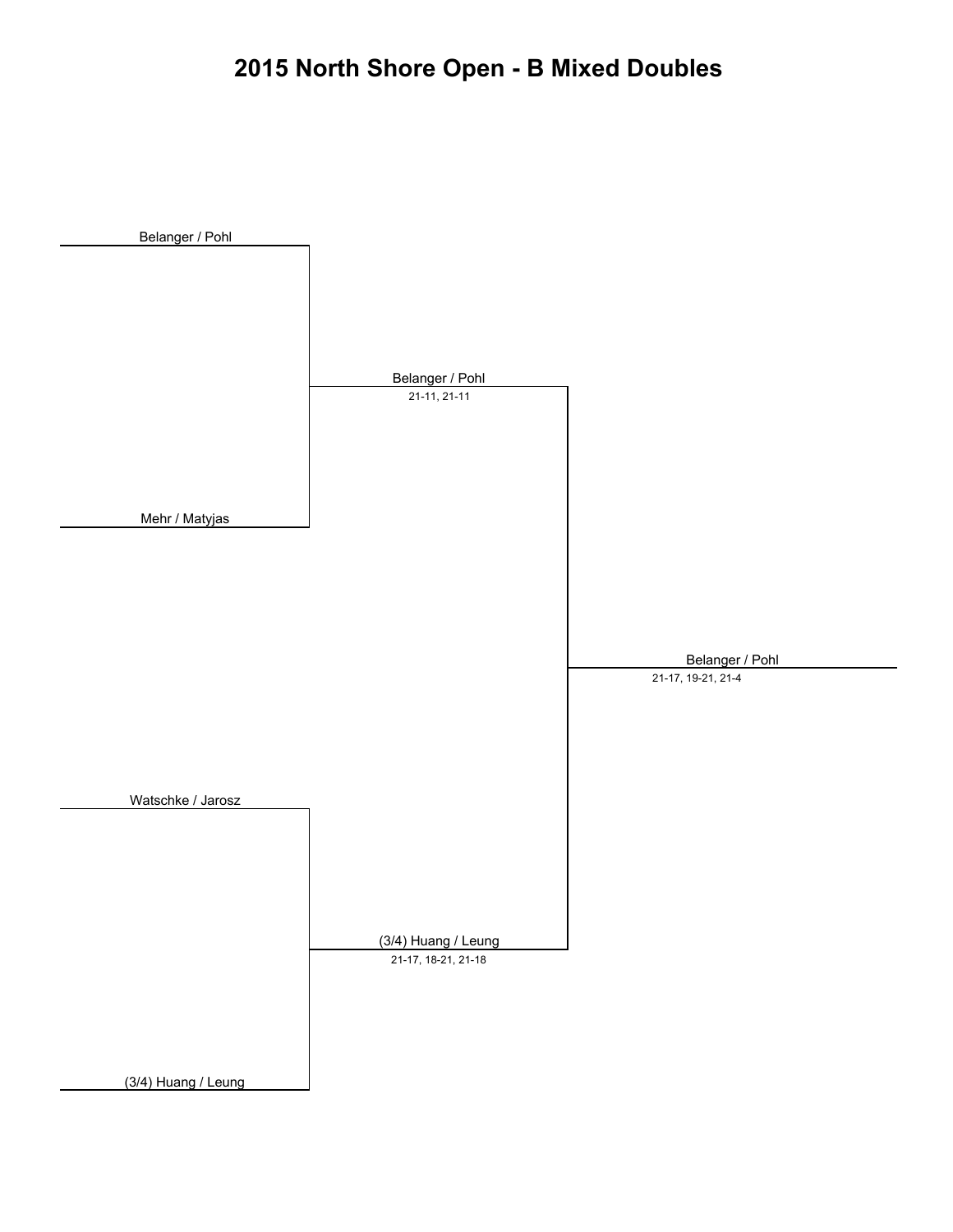# 2015 North Shore Open - B Mixed Doubles

Belanger / Pohl

Belanger / Pohl
21-11, 21-11

Mehr / Matyjas

Belanger / Pohl
21-17, 19-21, 21-4

Watschke / Jarosz

(3/4) Huang / Leung
21-17, 18-21, 21-18

(3/4) Huang / Leung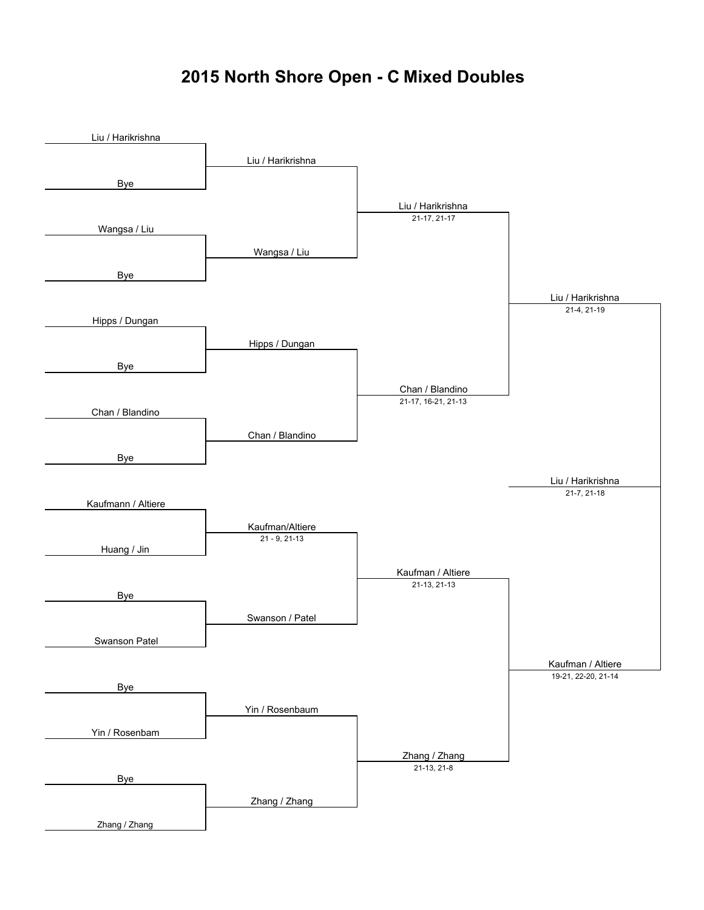# 2015 North Shore Open - C Mixed Doubles

**Round 1**

- Liu / Harikrishna vs Bye
- Wangsa / Liu vs Bye
- Hipps / Dungan vs Bye
- Chan / Blandino vs Bye
- Kaufmann / Altiere vs Huang / Jin
- Bye vs Swanson Patel
- Bye vs Yin / Rosenbam
- Bye vs Zhang / Zhang

**Round 2**

- Liu / Harikrishna
- Wangsa / Liu
- Hipps / Dungan
- Chan / Blandino
- Kaufman/Altiere — 21 - 9, 21-13
- Swanson / Patel
- Yin / Rosenbaum
- Zhang / Zhang

**Quarterfinals**

- Liu / Harikrishna — 21-17, 21-17
- Chan / Blandino — 21-17, 16-21, 21-13
- Kaufman / Altiere — 21-13, 21-13
- Zhang / Zhang — 21-13, 21-8

**Semifinals**

- Liu / Harikrishna — 21-4, 21-19
- Kaufman / Altiere — 19-21, 22-20, 21-14

**Final**

- Liu / Harikrishna — 21-7, 21-18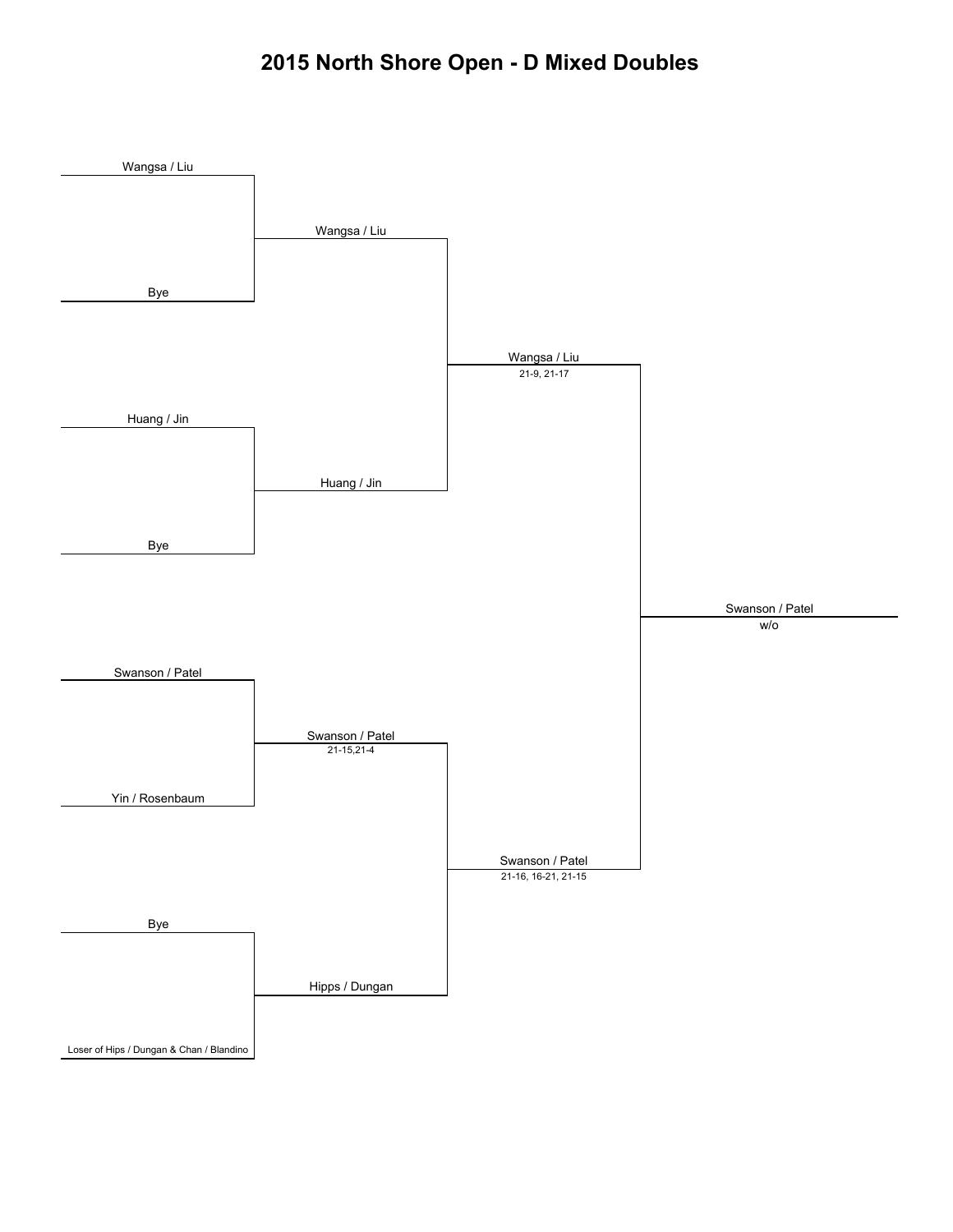# 2015 North Shore Open - D Mixed Doubles

Wangsa / Liu

Bye

Wangsa / Liu

Huang / Jin

Bye

Huang / Jin

Wangsa / Liu
21-9, 21-17

Swanson / Patel
w/o

Swanson / Patel

Yin / Rosenbaum

Swanson / Patel
21-15,21-4

Bye

Loser of Hips / Dungan & Chan / Blandino

Hipps / Dungan

Swanson / Patel
21-16, 16-21, 21-15